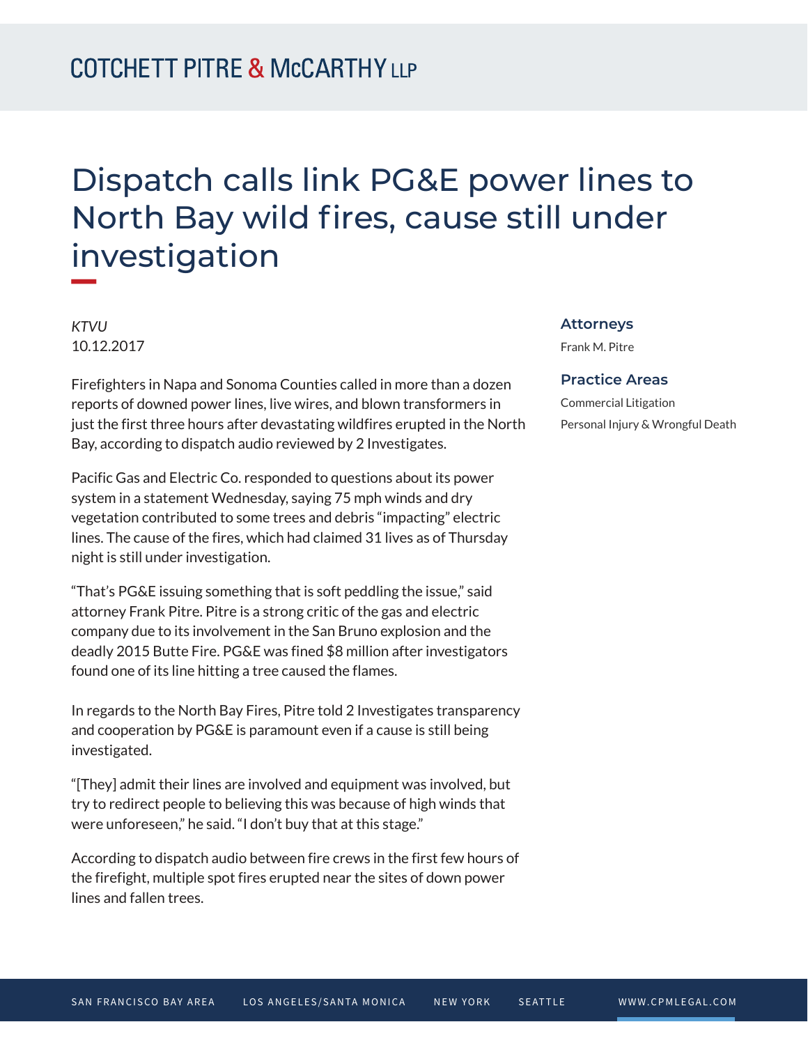# Dispatch calls link PG&E power lines to North Bay wild fires, cause still under investigation

*KTVU*
10.12.2017

**Attorneys**

Frank M. Pitre

**Practice Areas**

Commercial Litigation

Personal Injury & Wrongful Death

Firefighters in Napa and Sonoma Counties called in more than a dozen reports of downed power lines, live wires, and blown transformers in just the first three hours after devastating wildfires erupted in the North Bay, according to dispatch audio reviewed by 2 Investigates.

Pacific Gas and Electric Co. responded to questions about its power system in a statement Wednesday, saying 75 mph winds and dry vegetation contributed to some trees and debris "impacting" electric lines. The cause of the fires, which had claimed 31 lives as of Thursday night is still under investigation.

"That's PG&E issuing something that is soft peddling the issue," said attorney Frank Pitre. Pitre is a strong critic of the gas and electric company due to its involvement in the San Bruno explosion and the deadly 2015 Butte Fire. PG&E was fined $8 million after investigators found one of its line hitting a tree caused the flames.

In regards to the North Bay Fires, Pitre told 2 Investigates transparency and cooperation by PG&E is paramount even if a cause is still being investigated.

"[They] admit their lines are involved and equipment was involved, but try to redirect people to believing this was because of high winds that were unforeseen," he said. "I don't buy that at this stage."

According to dispatch audio between fire crews in the first few hours of the firefight, multiple spot fires erupted near the sites of down power lines and fallen trees.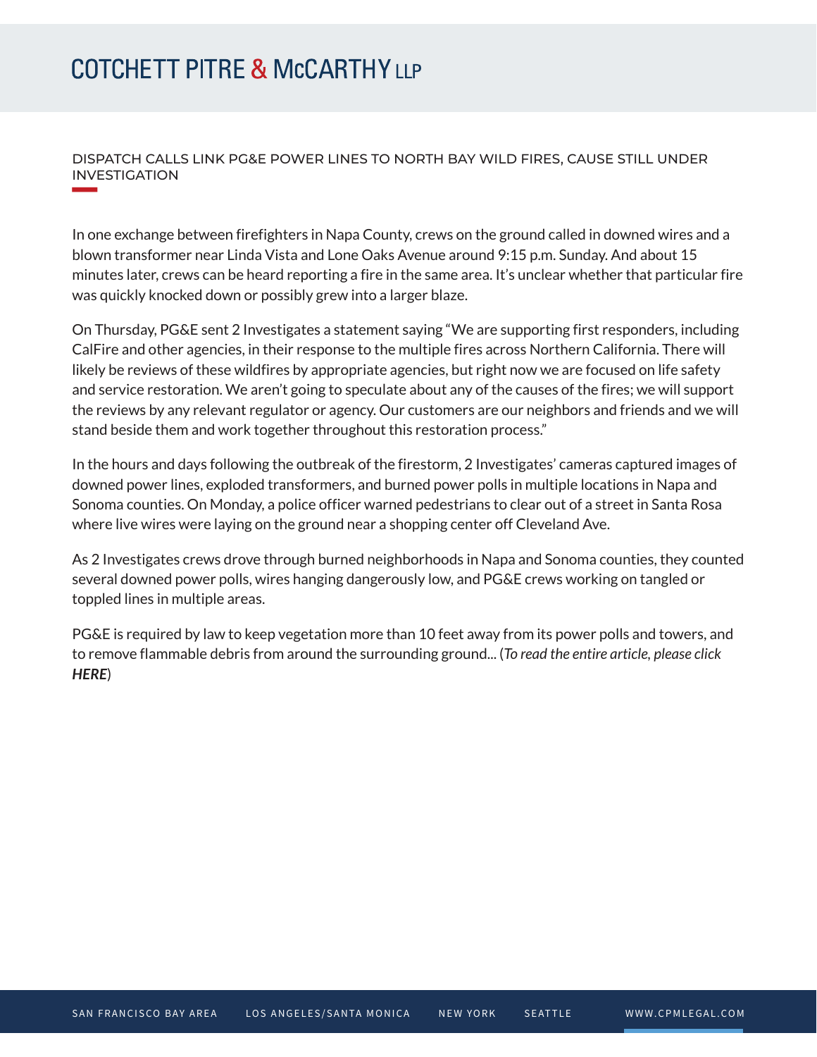## DISPATCH CALLS LINK PG&E POWER LINES TO NORTH BAY WILD FIRES, CAUSE STILL UNDER INVESTIGATION

In one exchange between firefighters in Napa County, crews on the ground called in downed wires and a blown transformer near Linda Vista and Lone Oaks Avenue around 9:15 p.m. Sunday. And about 15 minutes later, crews can be heard reporting a fire in the same area. It's unclear whether that particular fire was quickly knocked down or possibly grew into a larger blaze.

On Thursday, PG&E sent 2 Investigates a statement saying "We are supporting first responders, including CalFire and other agencies, in their response to the multiple fires across Northern California. There will likely be reviews of these wildfires by appropriate agencies, but right now we are focused on life safety and service restoration. We aren't going to speculate about any of the causes of the fires; we will support the reviews by any relevant regulator or agency. Our customers are our neighbors and friends and we will stand beside them and work together throughout this restoration process."

In the hours and days following the outbreak of the firestorm, 2 Investigates' cameras captured images of downed power lines, exploded transformers, and burned power polls in multiple locations in Napa and Sonoma counties. On Monday, a police officer warned pedestrians to clear out of a street in Santa Rosa where live wires were laying on the ground near a shopping center off Cleveland Ave.

As 2 Investigates crews drove through burned neighborhoods in Napa and Sonoma counties, they counted several downed power polls, wires hanging dangerously low, and PG&E crews working on tangled or toppled lines in multiple areas.

PG&E is required by law to keep vegetation more than 10 feet away from its power polls and towers, and to remove flammable debris from around the surrounding ground... (*To read the entire article, please click **HERE***)